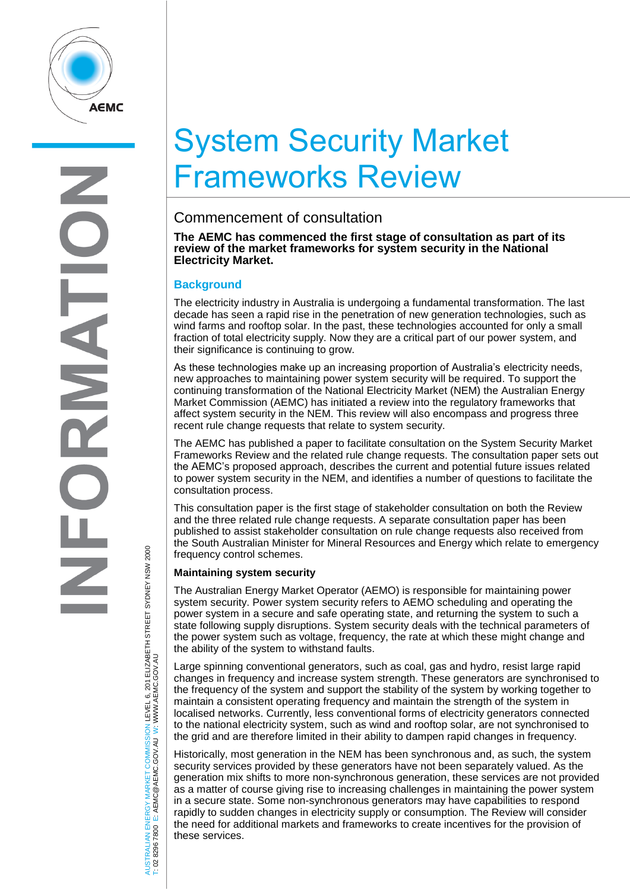# System Security Market Frameworks Review

## Commencement of consultation

**The AEMC has commenced the first stage of consultation as part of its review of the market frameworks for system security in the National Electricity Market.**

### Background

The electricity industry in Australia is undergoing a fundamental transformation. The last decade has seen a rapid rise in the penetration of new generation technologies, such as wind farms and rooftop solar. In the past, these technologies accounted for only a small fraction of total electricity supply. Now they are a critical part of our power system, and their significance is continuing to grow.

As these technologies make up an increasing proportion of Australia's electricity needs, new approaches to maintaining power system security will be required. To support the continuing transformation of the National Electricity Market (NEM) the Australian Energy Market Commission (AEMC) has initiated a review into the regulatory frameworks that affect system security in the NEM. This review will also encompass and progress three recent rule change requests that relate to system security.

The AEMC has published a paper to facilitate consultation on the System Security Market Frameworks Review and the related rule change requests. The consultation paper sets out the AEMC's proposed approach, describes the current and potential future issues related to power system security in the NEM, and identifies a number of questions to facilitate the consultation process.

This consultation paper is the first stage of stakeholder consultation on both the Review and the three related rule change requests. A separate consultation paper has been published to assist stakeholder consultation on rule change requests also received from the South Australian Minister for Mineral Resources and Energy which relate to emergency frequency control schemes.

**Maintaining system security**

The Australian Energy Market Operator (AEMO) is responsible for maintaining power system security. Power system security refers to AEMO scheduling and operating the power system in a secure and safe operating state, and returning the system to such a state following supply disruptions. System security deals with the technical parameters of the power system such as voltage, frequency, the rate at which these might change and the ability of the system to withstand faults.

Large spinning conventional generators, such as coal, gas and hydro, resist large rapid changes in frequency and increase system strength. These generators are synchronised to the frequency of the system and support the stability of the system by working together to maintain a consistent operating frequency and maintain the strength of the system in localised networks. Currently, less conventional forms of electricity generators connected to the national electricity system, such as wind and rooftop solar, are not synchronised to the grid and are therefore limited in their ability to dampen rapid changes in frequency.

Historically, most generation in the NEM has been synchronous and, as such, the system security services provided by these generators have not been separately valued. As the generation mix shifts to more non-synchronous generation, these services are not provided as a matter of course giving rise to increasing challenges in maintaining the power system in a secure state. Some non-synchronous generators may have capabilities to respond rapidly to sudden changes in electricity supply or consumption. The Review will consider the need for additional markets and frameworks to create incentives for the provision of these services.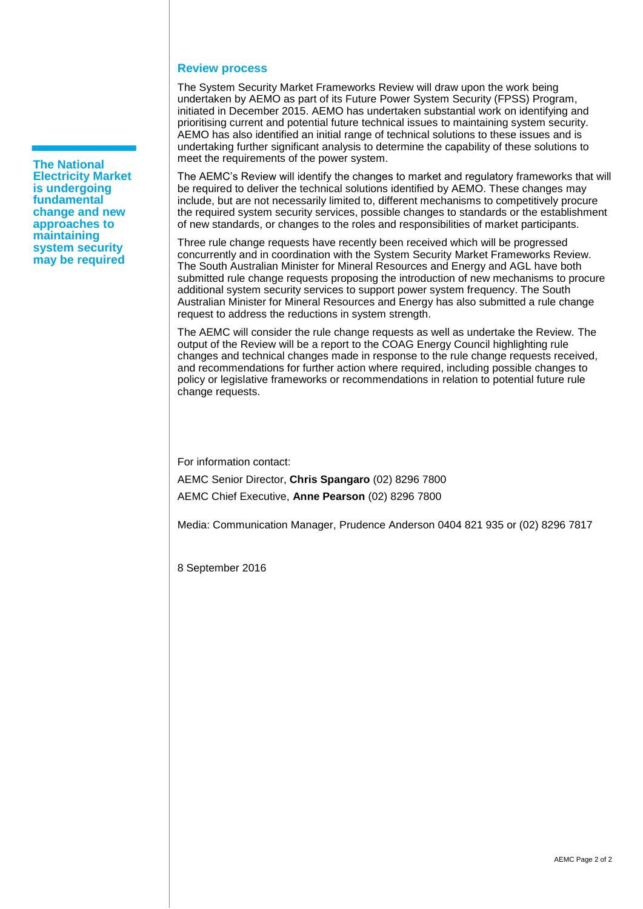**The National Electricity Market is undergoing fundamental change and new approaches to maintaining system security may be required**

## Review process

The System Security Market Frameworks Review will draw upon the work being undertaken by AEMO as part of its Future Power System Security (FPSS) Program, initiated in December 2015. AEMO has undertaken substantial work on identifying and prioritising current and potential future technical issues to maintaining system security. AEMO has also identified an initial range of technical solutions to these issues and is undertaking further significant analysis to determine the capability of these solutions to meet the requirements of the power system.

The AEMC's Review will identify the changes to market and regulatory frameworks that will be required to deliver the technical solutions identified by AEMO. These changes may include, but are not necessarily limited to, different mechanisms to competitively procure the required system security services, possible changes to standards or the establishment of new standards, or changes to the roles and responsibilities of market participants.

Three rule change requests have recently been received which will be progressed concurrently and in coordination with the System Security Market Frameworks Review. The South Australian Minister for Mineral Resources and Energy and AGL have both submitted rule change requests proposing the introduction of new mechanisms to procure additional system security services to support power system frequency. The South Australian Minister for Mineral Resources and Energy has also submitted a rule change request to address the reductions in system strength.

The AEMC will consider the rule change requests as well as undertake the Review. The output of the Review will be a report to the COAG Energy Council highlighting rule changes and technical changes made in response to the rule change requests received, and recommendations for further action where required, including possible changes to policy or legislative frameworks or recommendations in relation to potential future rule change requests.

For information contact:

AEMC Senior Director, **Chris Spangaro** (02) 8296 7800

AEMC Chief Executive, **Anne Pearson** (02) 8296 7800

Media: Communication Manager, Prudence Anderson 0404 821 935 or (02) 8296 7817

8 September 2016